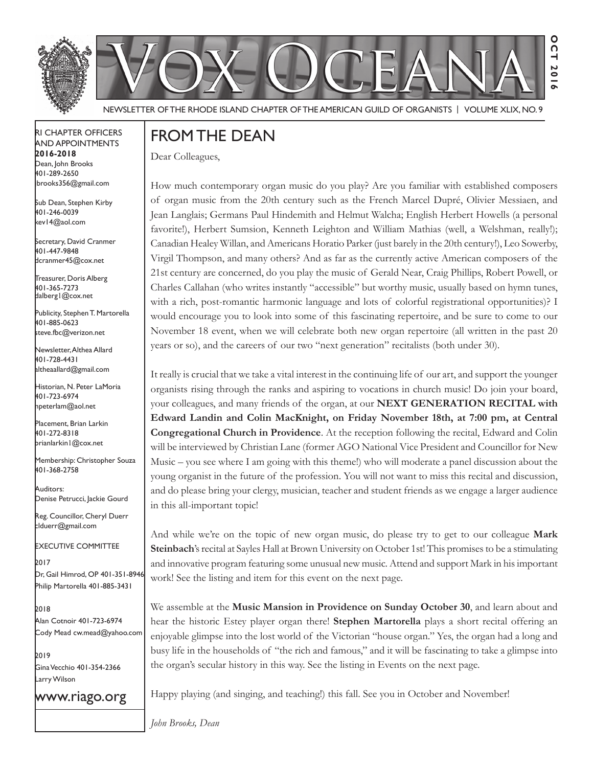# VOX OCEANA

NEWSLETTER OF THE RHODE ISLAND CHAPTER OF THE AMERICAN GUILD OF ORGANISTS | VOLUME XLIX, NO. 9

OCT 2016

RI CHAPTER OFFICERS AND APPOINTMENTS
**2016-2018**

Dean, John Brooks
401-289-2650
jbrooks356@gmail.com

Sub Dean, Stephen Kirby
401-246-0039
kev14@aol.com

Secretary, David Cranmer
401-447-9848
dcranmer45@cox.net

Treasurer, Doris Alberg
401-365-7273
dalberg1@cox.net

Publicity, Stephen T. Martorella
401-885-0623
steve.fbc@verizon.net

Newsletter, Althea Allard
401-728-4431
altheaallard@gmail.com

Historian, N. Peter LaMoria
401-723-6974
npeterlam@aol.net

Placement, Brian Larkin
401-272-8318
brianlarkin1@cox.net

Membership: Christopher Souza
401-368-2758

Auditors:
Denise Petrucci, Jackie Gourd

Reg. Councillor, Cheryl Duerr
clduerr@gmail.com

EXECUTIVE COMMITTEE

2017
Dr. Gail Himrod, OP 401-351-8946
Philip Martorella 401-885-3431

2018
Alan Cotnoir 401-723-6974
Cody Mead cw.mead@yahoo.com

2019
Gina Vecchio 401-354-2366
Larry Wilson

www.riago.org

## FROM THE DEAN

Dear Colleagues,

How much contemporary organ music do you play? Are you familiar with established composers of organ music from the 20th century such as the French Marcel Dupré, Olivier Messiaen, and Jean Langlais; Germans Paul Hindemith and Helmut Walcha; English Herbert Howells (a personal favorite!), Herbert Sumsion, Kenneth Leighton and William Mathias (well, a Welshman, really!); Canadian Healey Willan, and Americans Horatio Parker (just barely in the 20th century!), Leo Sowerby, Virgil Thompson, and many others? And as far as the currently active American composers of the 21st century are concerned, do you play the music of Gerald Near, Craig Phillips, Robert Powell, or Charles Callahan (who writes instantly "accessible" but worthy music, usually based on hymn tunes, with a rich, post-romantic harmonic language and lots of colorful registrational opportunities)? I would encourage you to look into some of this fascinating repertoire, and be sure to come to our November 18 event, when we will celebrate both new organ repertoire (all written in the past 20 years or so), and the careers of our two "next generation" recitalists (both under 30).

It really is crucial that we take a vital interest in the continuing life of our art, and support the younger organists rising through the ranks and aspiring to vocations in church music! Do join your board, your colleagues, and many friends of the organ, at our **NEXT GENERATION RECITAL with Edward Landin and Colin MacKnight, on Friday November 18th, at 7:00 pm, at Central Congregational Church in Providence**. At the reception following the recital, Edward and Colin will be interviewed by Christian Lane (former AGO National Vice President and Councillor for New Music – you see where I am going with this theme!) who will moderate a panel discussion about the young organist in the future of the profession. You will not want to miss this recital and discussion, and do please bring your clergy, musician, teacher and student friends as we engage a larger audience in this all-important topic!

And while we're on the topic of new organ music, do please try to get to our colleague **Mark Steinbach**'s recital at Sayles Hall at Brown University on October 1st! This promises to be a stimulating and innovative program featuring some unusual new music. Attend and support Mark in his important work! See the listing and item for this event on the next page.

We assemble at the **Music Mansion in Providence on Sunday October 30**, and learn about and hear the historic Estey player organ there! **Stephen Martorella** plays a short recital offering an enjoyable glimpse into the lost world of the Victorian "house organ." Yes, the organ had a long and busy life in the households of "the rich and famous," and it will be fascinating to take a glimpse into the organ's secular history in this way. See the listing in Events on the next page.

Happy playing (and singing, and teaching!) this fall. See you in October and November!

*John Brooks, Dean*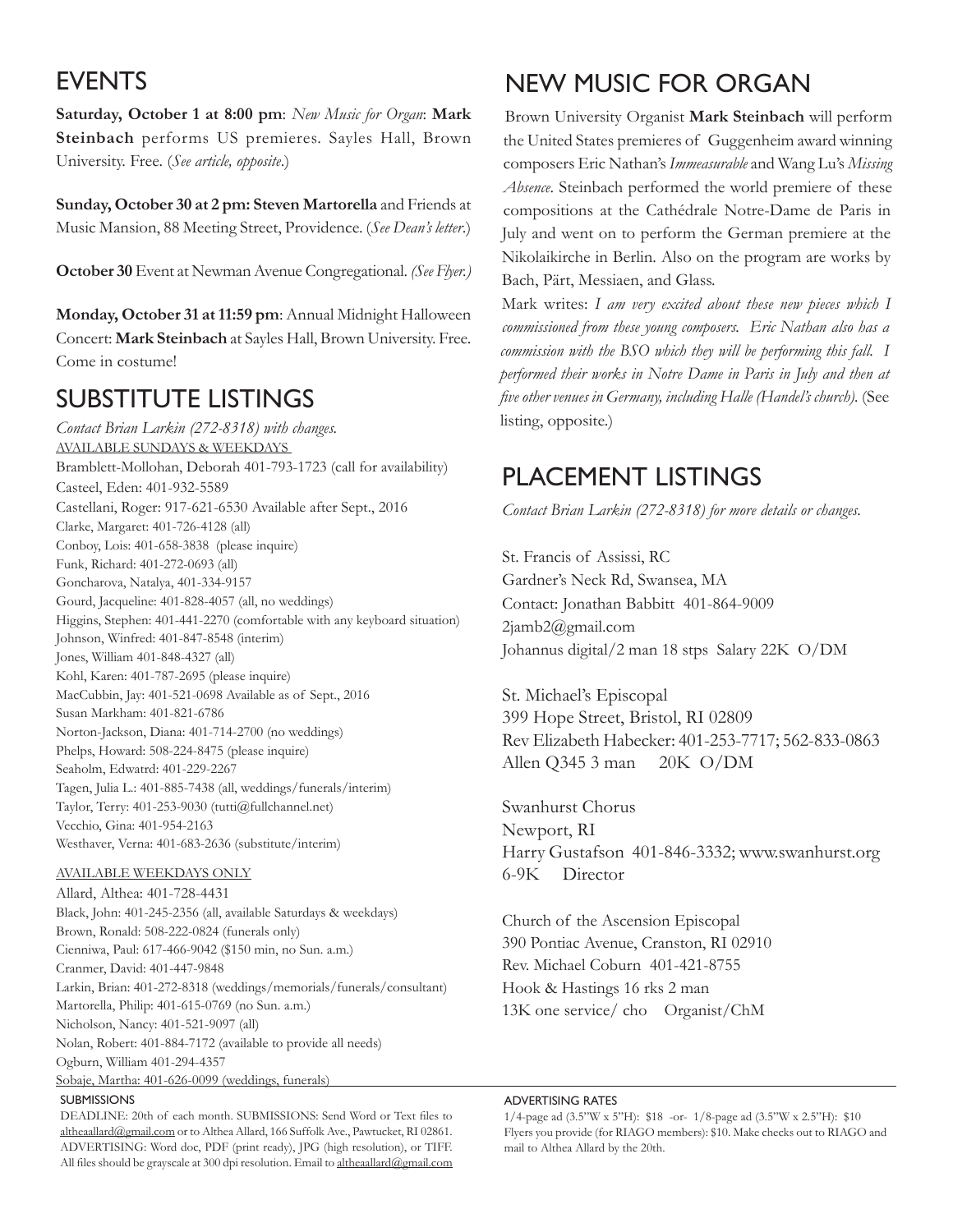## EVENTS

**Saturday, October 1 at 8:00 pm**: *New Music for Organ*: **Mark Steinbach** performs US premieres. Sayles Hall, Brown University. Free. (*See article, opposite*.)

**Sunday, October 30 at 2 pm: Steven Martorella** and Friends at Music Mansion, 88 Meeting Street, Providence. (*See Dean's letter*.)

**October 30** Event at Newman Avenue Congregational. *(See Flyer.)*

**Monday, October 31 at 11:59 pm**: Annual Midnight Halloween Concert: **Mark Steinbach** at Sayles Hall, Brown University. Free. Come in costume!

## SUBSTITUTE LISTINGS

*Contact Brian Larkin (272-8318) with changes.*

AVAILABLE SUNDAYS & WEEKDAYS

Bramblett-Mollohan, Deborah 401-793-1723 (call for availability)
Casteel, Eden: 401-932-5589
Castellani, Roger: 917-621-6530 Available after Sept., 2016
Clarke, Margaret: 401-726-4128 (all)
Conboy, Lois: 401-658-3838 (please inquire)
Funk, Richard: 401-272-0693 (all)
Goncharova, Natalya, 401-334-9157
Gourd, Jacqueline: 401-828-4057 (all, no weddings)
Higgins, Stephen: 401-441-2270 (comfortable with any keyboard situation)
Johnson, Winfred: 401-847-8548 (interim)
Jones, William 401-848-4327 (all)
Kohl, Karen: 401-787-2695 (please inquire)
MacCubbin, Jay: 401-521-0698 Available as of Sept., 2016
Susan Markham: 401-821-6786
Norton-Jackson, Diana: 401-714-2700 (no weddings)
Phelps, Howard: 508-224-8475 (please inquire)
Seaholm, Edwatrd: 401-229-2267
Tagen, Julia L.: 401-885-7438 (all, weddings/funerals/interim)
Taylor, Terry: 401-253-9030 (tutti@fullchannel.net)
Vecchio, Gina: 401-954-2163
Westhaver, Verna: 401-683-2636 (substitute/interim)

AVAILABLE WEEKDAYS ONLY

Allard, Althea: 401-728-4431
Black, John: 401-245-2356 (all, available Saturdays & weekdays)
Brown, Ronald: 508-222-0824 (funerals only)
Cienniwa, Paul: 617-466-9042 ($150 min, no Sun. a.m.)
Cranmer, David: 401-447-9848
Larkin, Brian: 401-272-8318 (weddings/memorials/funerals/consultant)
Martorella, Philip: 401-615-0769 (no Sun. a.m.)
Nicholson, Nancy: 401-521-9097 (all)
Nolan, Robert: 401-884-7172 (available to provide all needs)
Ogburn, William 401-294-4357
Sobaje, Martha: 401-626-0099 (weddings, funerals)

## NEW MUSIC FOR ORGAN

Brown University Organist **Mark Steinbach** will perform the United States premieres of Guggenheim award winning composers Eric Nathan's *Immeasurable* and Wang Lu's *Missing Absence*. Steinbach performed the world premiere of these compositions at the Cathédrale Notre-Dame de Paris in July and went on to perform the German premiere at the Nikolaikirche in Berlin. Also on the program are works by Bach, Pärt, Messiaen, and Glass.

Mark writes: *I am very excited about these new pieces which I commissioned from these young composers. Eric Nathan also has a commission with the BSO which they will be performing this fall. I performed their works in Notre Dame in Paris in July and then at five other venues in Germany, including Halle (Handel's church).* (See listing, opposite.)

## PLACEMENT LISTINGS

*Contact Brian Larkin (272-8318) for more details or changes.*

St. Francis of Assissi, RC
Gardner's Neck Rd, Swansea, MA
Contact: Jonathan Babbitt 401-864-9009
2jamb2@gmail.com
Johannus digital/2 man 18 stps Salary 22K O/DM

St. Michael's Episcopal
399 Hope Street, Bristol, RI 02809
Rev Elizabeth Habecker: 401-253-7717; 562-833-0863
Allen Q345 3 man 20K O/DM

Swanhurst Chorus
Newport, RI
Harry Gustafson 401-846-3332; www.swanhurst.org
6-9K Director

Church of the Ascension Episcopal
390 Pontiac Avenue, Cranston, RI 02910
Rev. Michael Coburn 401-421-8755
Hook & Hastings 16 rks 2 man
13K one service/ cho Organist/ChM

SUBMISSIONS

DEADLINE: 20th of each month. SUBMISSIONS: Send Word or Text files to altheaallard@gmail.com or to Althea Allard, 166 Suffolk Ave., Pawtucket, RI 02861. ADVERTISING: Word doc, PDF (print ready), JPG (high resolution), or TIFF. All files should be grayscale at 300 dpi resolution. Email to altheaallard@gmail.com

ADVERTISING RATES

1/4-page ad (3.5"W x 5"H): $18 -or- 1/8-page ad (3.5"W x 2.5"H): $10
Flyers you provide (for RIAGO members): $10. Make checks out to RIAGO and mail to Althea Allard by the 20th.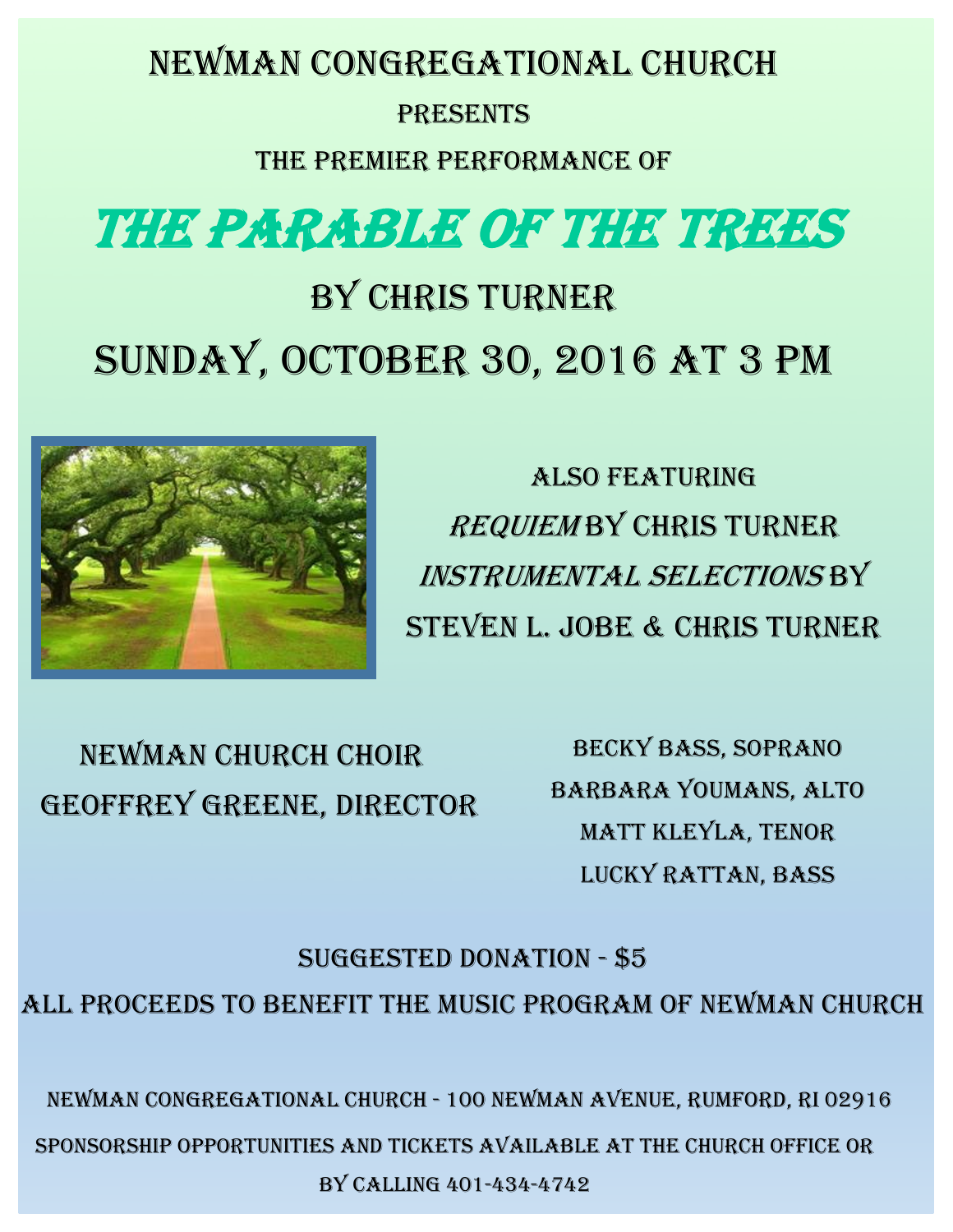# Newman Congregational Church

Presents

The Premier Performance of

# *The Parable of the Trees*

## By Chris Turner

## Sunday, October 30, 2016 at 3 PM

Also Featuring

*Requiem* by Chris Turner

*Instrumental Selections* by

Steven L. Jobe & Chris Turner

Newman Church Choir

Geoffrey Greene, Director

Becky Bass, Soprano

Barbara Youmans, Alto

Matt Kleyla, Tenor

Lucky Rattan, Bass

Suggested Donation - $5

All proceeds to benefit the music program of Newman Church

Newman Congregational Church - 100 Newman Avenue, Rumford, RI 02916

Sponsorship opportunities and tickets available at the church office or by calling 401-434-4742